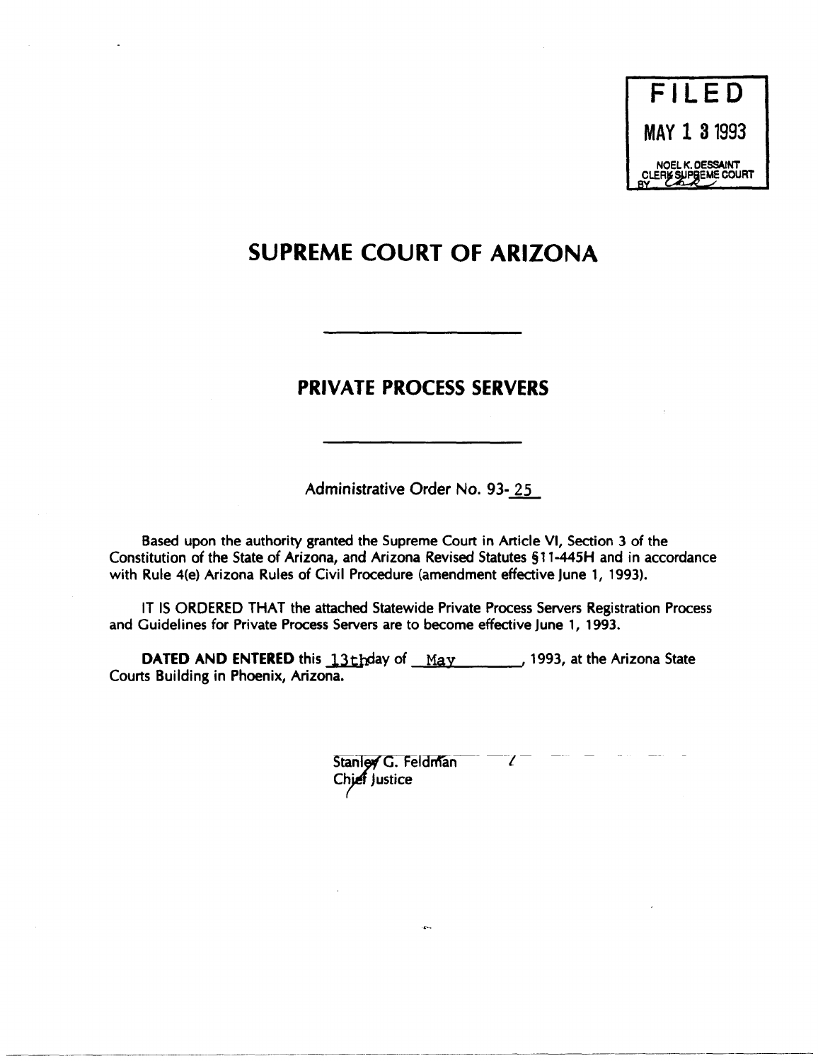FILED

MAY 1 3 1993

NOEL K. DESSAINT
CLERK SUPREME COURT
BY

# SUPREME COURT OF ARIZONA

## PRIVATE PROCESS SERVERS

Administrative Order No. 93-25

Based upon the authority granted the Supreme Court in Article VI, Section 3 of the Constitution of the State of Arizona, and Arizona Revised Statutes §11-445H and in accordance with Rule 4(e) Arizona Rules of Civil Procedure (amendment effective June 1, 1993).

IT IS ORDERED THAT the attached Statewide Private Process Servers Registration Process and Guidelines for Private Process Servers are to become effective June 1, 1993.

**DATED AND ENTERED** this 13th day of May, 1993, at the Arizona State Courts Building in Phoenix, Arizona.

Stanley G. Feldman
Chief Justice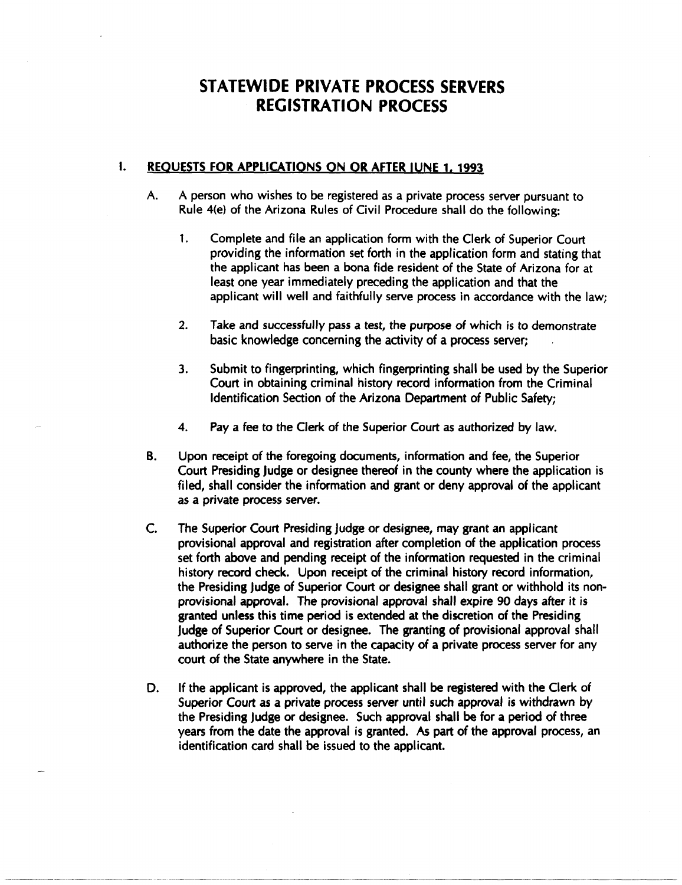# STATEWIDE PRIVATE PROCESS SERVERS REGISTRATION PROCESS

## I. REQUESTS FOR APPLICATIONS ON OR AFTER JUNE 1, 1993

A. A person who wishes to be registered as a private process server pursuant to Rule 4(e) of the Arizona Rules of Civil Procedure shall do the following:

1. Complete and file an application form with the Clerk of Superior Court providing the information set forth in the application form and stating that the applicant has been a bona fide resident of the State of Arizona for at least one year immediately preceding the application and that the applicant will well and faithfully serve process in accordance with the law;

2. Take and successfully pass a test, the purpose of which is to demonstrate basic knowledge concerning the activity of a process server;

3. Submit to fingerprinting, which fingerprinting shall be used by the Superior Court in obtaining criminal history record information from the Criminal Identification Section of the Arizona Department of Public Safety;

4. Pay a fee to the Clerk of the Superior Court as authorized by law.

B. Upon receipt of the foregoing documents, information and fee, the Superior Court Presiding Judge or designee thereof in the county where the application is filed, shall consider the information and grant or deny approval of the applicant as a private process server.

C. The Superior Court Presiding Judge or designee, may grant an applicant provisional approval and registration after completion of the application process set forth above and pending receipt of the information requested in the criminal history record check. Upon receipt of the criminal history record information, the Presiding Judge of Superior Court or designee shall grant or withhold its non-provisional approval. The provisional approval shall expire 90 days after it is granted unless this time period is extended at the discretion of the Presiding Judge of Superior Court or designee. The granting of provisional approval shall authorize the person to serve in the capacity of a private process server for any court of the State anywhere in the State.

D. If the applicant is approved, the applicant shall be registered with the Clerk of Superior Court as a private process server until such approval is withdrawn by the Presiding Judge or designee. Such approval shall be for a period of three years from the date the approval is granted. As part of the approval process, an identification card shall be issued to the applicant.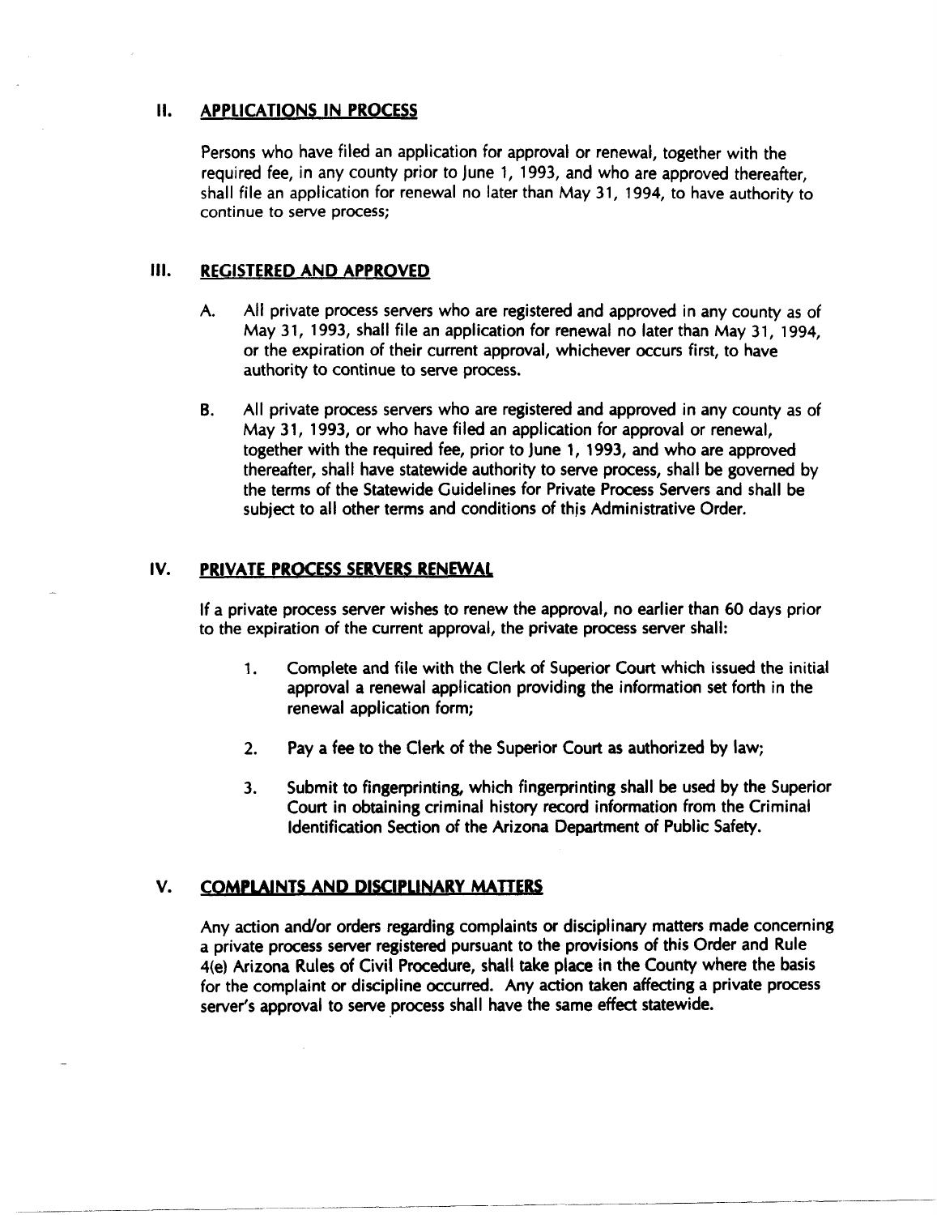## II. APPLICATIONS IN PROCESS

Persons who have filed an application for approval or renewal, together with the required fee, in any county prior to June 1, 1993, and who are approved thereafter, shall file an application for renewal no later than May 31, 1994, to have authority to continue to serve process;

## III. REGISTERED AND APPROVED

A. All private process servers who are registered and approved in any county as of May 31, 1993, shall file an application for renewal no later than May 31, 1994, or the expiration of their current approval, whichever occurs first, to have authority to continue to serve process.

B. All private process servers who are registered and approved in any county as of May 31, 1993, or who have filed an application for approval or renewal, together with the required fee, prior to June 1, 1993, and who are approved thereafter, shall have statewide authority to serve process, shall be governed by the terms of the Statewide Guidelines for Private Process Servers and shall be subject to all other terms and conditions of this Administrative Order.

## IV. PRIVATE PROCESS SERVERS RENEWAL

If a private process server wishes to renew the approval, no earlier than 60 days prior to the expiration of the current approval, the private process server shall:

1. Complete and file with the Clerk of Superior Court which issued the initial approval a renewal application providing the information set forth in the renewal application form;

2. Pay a fee to the Clerk of the Superior Court as authorized by law;

3. Submit to fingerprinting, which fingerprinting shall be used by the Superior Court in obtaining criminal history record information from the Criminal Identification Section of the Arizona Department of Public Safety.

## V. COMPLAINTS AND DISCIPLINARY MATTERS

Any action and/or orders regarding complaints or disciplinary matters made concerning a private process server registered pursuant to the provisions of this Order and Rule 4(e) Arizona Rules of Civil Procedure, shall take place in the County where the basis for the complaint or discipline occurred. Any action taken affecting a private process server's approval to serve process shall have the same effect statewide.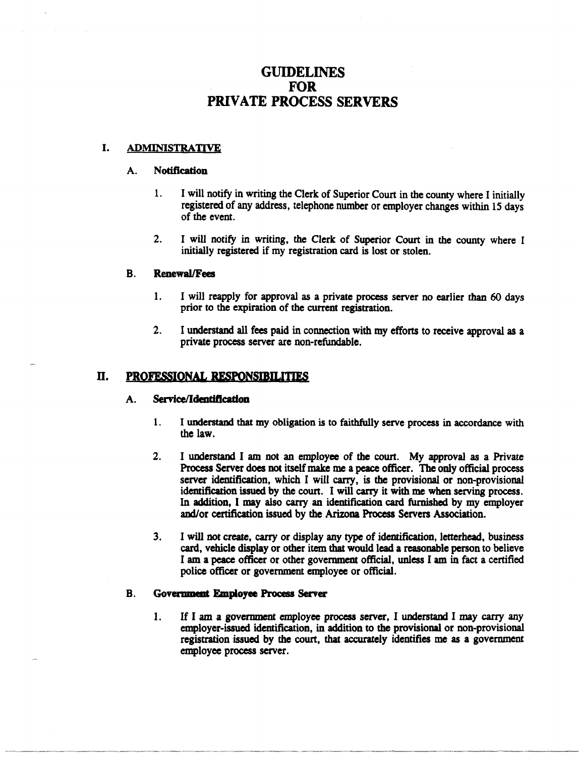# GUIDELINES FOR PRIVATE PROCESS SERVERS

## I. ADMINISTRATIVE

### A. Notification

1. I will notify in writing the Clerk of Superior Court in the county where I initially registered of any address, telephone number or employer changes within 15 days of the event.

2. I will notify in writing, the Clerk of Superior Court in the county where I initially registered if my registration card is lost or stolen.

### B. Renewal/Fees

1. I will reapply for approval as a private process server no earlier than 60 days prior to the expiration of the current registration.

2. I understand all fees paid in connection with my efforts to receive approval as a private process server are non-refundable.

## II. PROFESSIONAL RESPONSIBILITIES

### A. Service/Identification

1. I understand that my obligation is to faithfully serve process in accordance with the law.

2. I understand I am not an employee of the court. My approval as a Private Process Server does not itself make me a peace officer. The only official process server identification, which I will carry, is the provisional or non-provisional identification issued by the court. I will carry it with me when serving process. In addition, I may also carry an identification card furnished by my employer and/or certification issued by the Arizona Process Servers Association.

3. I will not create, carry or display any type of identification, letterhead, business card, vehicle display or other item that would lead a reasonable person to believe I am a peace officer or other government official, unless I am in fact a certified police officer or government employee or official.

### B. Government Employee Process Server

1. If I am a government employee process server, I understand I may carry any employer-issued identification, in addition to the provisional or non-provisional registration issued by the court, that accurately identifies me as a government employee process server.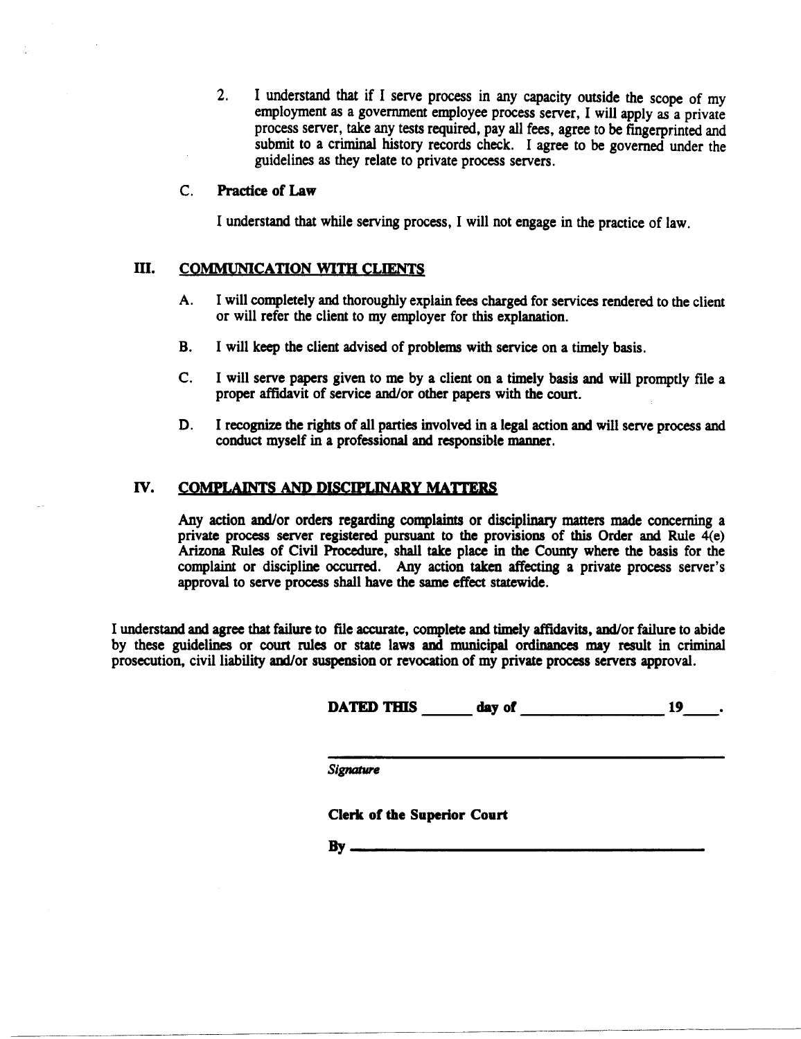2. I understand that if I serve process in any capacity outside the scope of my employment as a government employee process server, I will apply as a private process server, take any tests required, pay all fees, agree to be fingerprinted and submit to a criminal history records check. I agree to be governed under the guidelines as they relate to private process servers.

C. **Practice of Law**

I understand that while serving process, I will not engage in the practice of law.

## III. COMMUNICATION WITH CLIENTS

A. I will completely and thoroughly explain fees charged for services rendered to the client or will refer the client to my employer for this explanation.

B. I will keep the client advised of problems with service on a timely basis.

C. I will serve papers given to me by a client on a timely basis and will promptly file a proper affidavit of service and/or other papers with the court.

D. I recognize the rights of all parties involved in a legal action and will serve process and conduct myself in a professional and responsible manner.

## IV. COMPLAINTS AND DISCIPLINARY MATTERS

Any action and/or orders regarding complaints or disciplinary matters made concerning a private process server registered pursuant to the provisions of this Order and Rule 4(e) Arizona Rules of Civil Procedure, shall take place in the County where the basis for the complaint or discipline occurred. Any action taken affecting a private process server's approval to serve process shall have the same effect statewide.

I understand and agree that failure to file accurate, complete and timely affidavits, and/or failure to abide by these guidelines or court rules or state laws and municipal ordinances may result in criminal prosecution, civil liability and/or suspension or revocation of my private process servers approval.

**DATED THIS \_\_\_\_\_\_ day of \_\_\_\_\_\_\_\_\_\_\_\_\_\_\_\_\_\_ 19\_\_\_\_.**

\_\_\_\_\_\_\_\_\_\_\_\_\_\_\_\_\_\_\_\_\_\_\_\_\_\_\_\_\_\_\_\_\_\_\_\_\_\_\_\_\_\_\_\_

***Signature***

**Clerk of the Superior Court**

**By** \_\_\_\_\_\_\_\_\_\_\_\_\_\_\_\_\_\_\_\_\_\_\_\_\_\_\_\_\_\_\_\_\_\_\_\_\_\_\_\_